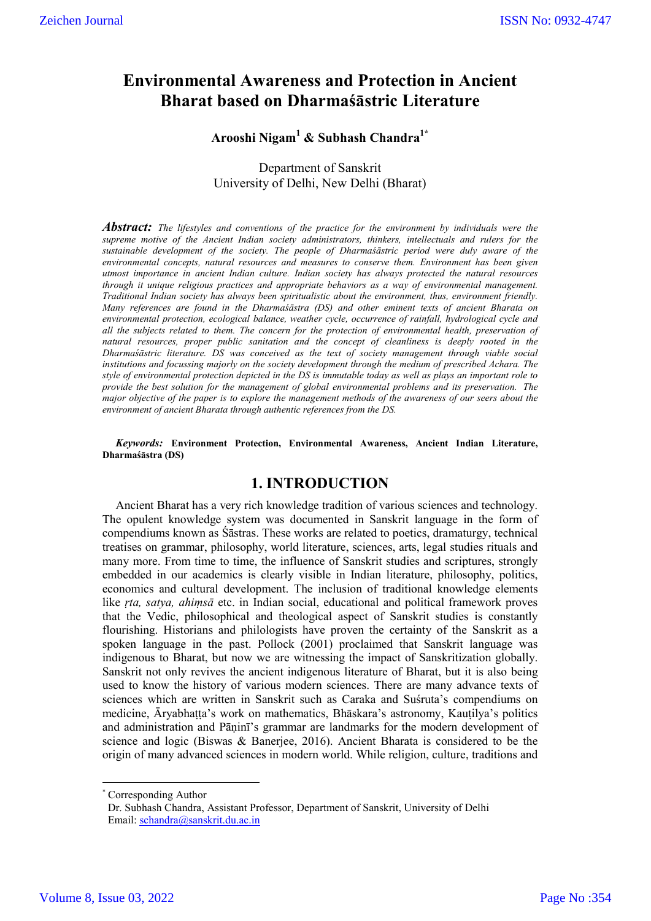# Environmental Awareness and Protection in Ancient Bharat based on Dharmaśāstric Literature

**Arooshi Nigam[1] & Subhash Chandra[1*]**

Department of Sanskrit
University of Delhi, New Delhi (Bharat)

***Abstract:*** *The lifestyles and conventions of the practice for the environment by individuals were the supreme motive of the Ancient Indian society administrators, thinkers, intellectuals and rulers for the sustainable development of the society. The people of Dharmaśāstric period were duly aware of the environmental concepts, natural resources and measures to conserve them. Environment has been given utmost importance in ancient Indian culture. Indian society has always protected the natural resources through it unique religious practices and appropriate behaviors as a way of environmental management. Traditional Indian society has always been spiritualistic about the environment, thus, environment friendly. Many references are found in the Dharmaśāstra (DS) and other eminent texts of ancient Bharata on environmental protection, ecological balance, weather cycle, occurrence of rainfall, hydrological cycle and all the subjects related to them. The concern for the protection of environmental health, preservation of natural resources, proper public sanitation and the concept of cleanliness is deeply rooted in the Dharmaśāstric literature. DS was conceived as the text of society management through viable social institutions and focussing majorly on the society development through the medium of prescribed Achara. The style of environmental protection depicted in the DS is immutable today as well as plays an important role to provide the best solution for the management of global environmental problems and its preservation. The major objective of the paper is to explore the management methods of the awareness of our seers about the environment of ancient Bharata through authentic references from the DS.*

***Keywords:*** **Environment Protection, Environmental Awareness, Ancient Indian Literature, Dharmaśāstra (DS)**

## 1. INTRODUCTION

Ancient Bharat has a very rich knowledge tradition of various sciences and technology. The opulent knowledge system was documented in Sanskrit language in the form of compendiums known as Śāstras. These works are related to poetics, dramaturgy, technical treatises on grammar, philosophy, world literature, sciences, arts, legal studies rituals and many more. From time to time, the influence of Sanskrit studies and scriptures, strongly embedded in our academics is clearly visible in Indian literature, philosophy, politics, economics and cultural development. The inclusion of traditional knowledge elements like *ṛta, satya, ahiṃsā* etc. in Indian social, educational and political framework proves that the Vedic, philosophical and theological aspect of Sanskrit studies is constantly flourishing. Historians and philologists have proven the certainty of the Sanskrit as a spoken language in the past. Pollock (2001) proclaimed that Sanskrit language was indigenous to Bharat, but now we are witnessing the impact of Sanskritization globally. Sanskrit not only revives the ancient indigenous literature of Bharat, but it is also being used to know the history of various modern sciences. There are many advance texts of sciences which are written in Sanskrit such as Caraka and Suśruta's compendiums on medicine, Āryabhaṭṭa's work on mathematics, Bhāskara's astronomy, Kauṭilya's politics and administration and Pāṇinī's grammar are landmarks for the modern development of science and logic (Biswas & Banerjee, 2016). Ancient Bharata is considered to be the origin of many advanced sciences in modern world. While religion, culture, traditions and

---

[*] Corresponding Author
Dr. Subhash Chandra, Assistant Professor, Department of Sanskrit, University of Delhi
Email: schandra@sanskrit.du.ac.in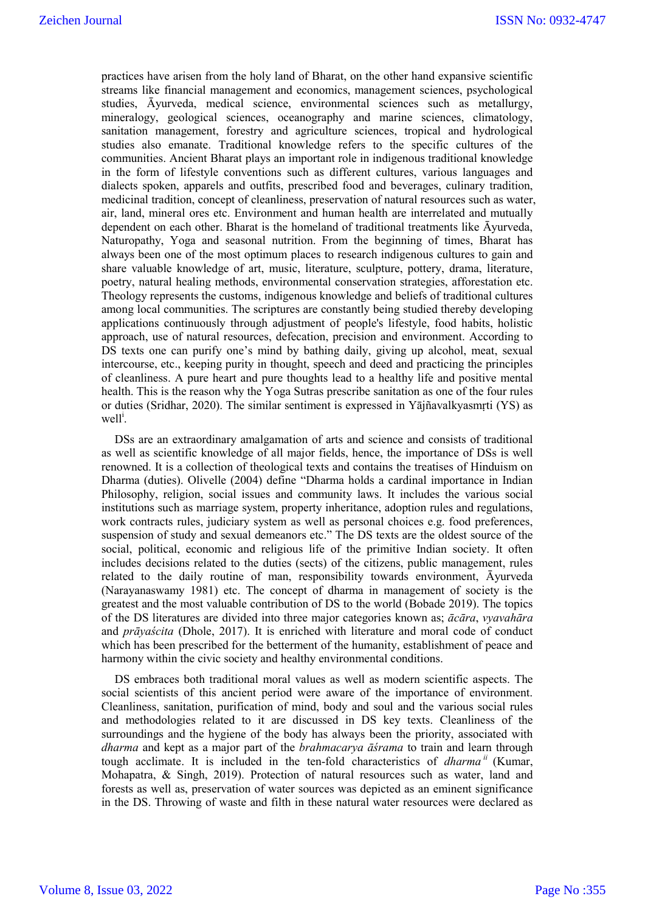practices have arisen from the holy land of Bharat, on the other hand expansive scientific streams like financial management and economics, management sciences, psychological studies, Āyurveda, medical science, environmental sciences such as metallurgy, mineralogy, geological sciences, oceanography and marine sciences, climatology, sanitation management, forestry and agriculture sciences, tropical and hydrological studies also emanate. Traditional knowledge refers to the specific cultures of the communities. Ancient Bharat plays an important role in indigenous traditional knowledge in the form of lifestyle conventions such as different cultures, various languages and dialects spoken, apparels and outfits, prescribed food and beverages, culinary tradition, medicinal tradition, concept of cleanliness, preservation of natural resources such as water, air, land, mineral ores etc. Environment and human health are interrelated and mutually dependent on each other. Bharat is the homeland of traditional treatments like Āyurveda, Naturopathy, Yoga and seasonal nutrition. From the beginning of times, Bharat has always been one of the most optimum places to research indigenous cultures to gain and share valuable knowledge of art, music, literature, sculpture, pottery, drama, literature, poetry, natural healing methods, environmental conservation strategies, afforestation etc. Theology represents the customs, indigenous knowledge and beliefs of traditional cultures among local communities. The scriptures are constantly being studied thereby developing applications continuously through adjustment of people's lifestyle, food habits, holistic approach, use of natural resources, defecation, precision and environment. According to DS texts one can purify one's mind by bathing daily, giving up alcohol, meat, sexual intercourse, etc., keeping purity in thought, speech and deed and practicing the principles of cleanliness. A pure heart and pure thoughts lead to a healthy life and positive mental health. This is the reason why the Yoga Sutras prescribe sanitation as one of the four rules or duties (Sridhar, 2020). The similar sentiment is expressed in Yājñavalkyasmṛti (YS) as well[i].

DSs are an extraordinary amalgamation of arts and science and consists of traditional as well as scientific knowledge of all major fields, hence, the importance of DSs is well renowned. It is a collection of theological texts and contains the treatises of Hinduism on Dharma (duties). Olivelle (2004) define "Dharma holds a cardinal importance in Indian Philosophy, religion, social issues and community laws. It includes the various social institutions such as marriage system, property inheritance, adoption rules and regulations, work contracts rules, judiciary system as well as personal choices e.g. food preferences, suspension of study and sexual demeanors etc." The DS texts are the oldest source of the social, political, economic and religious life of the primitive Indian society. It often includes decisions related to the duties (sects) of the citizens, public management, rules related to the daily routine of man, responsibility towards environment, Āyurveda (Narayanaswamy 1981) etc. The concept of dharma in management of society is the greatest and the most valuable contribution of DS to the world (Bobade 2019). The topics of the DS literatures are divided into three major categories known as; *ācāra*, *vyavahāra* and *prāyaścita* (Dhole, 2017). It is enriched with literature and moral code of conduct which has been prescribed for the betterment of the humanity, establishment of peace and harmony within the civic society and healthy environmental conditions.

DS embraces both traditional moral values as well as modern scientific aspects. The social scientists of this ancient period were aware of the importance of environment. Cleanliness, sanitation, purification of mind, body and soul and the various social rules and methodologies related to it are discussed in DS key texts. Cleanliness of the surroundings and the hygiene of the body has always been the priority, associated with *dharma* and kept as a major part of the *brahmacarya āśrama* to train and learn through tough acclimate. It is included in the ten-fold characteristics of *dharma*[ii] (Kumar, Mohapatra, & Singh, 2019). Protection of natural resources such as water, land and forests as well as, preservation of water sources was depicted as an eminent significance in the DS. Throwing of waste and filth in these natural water resources were declared as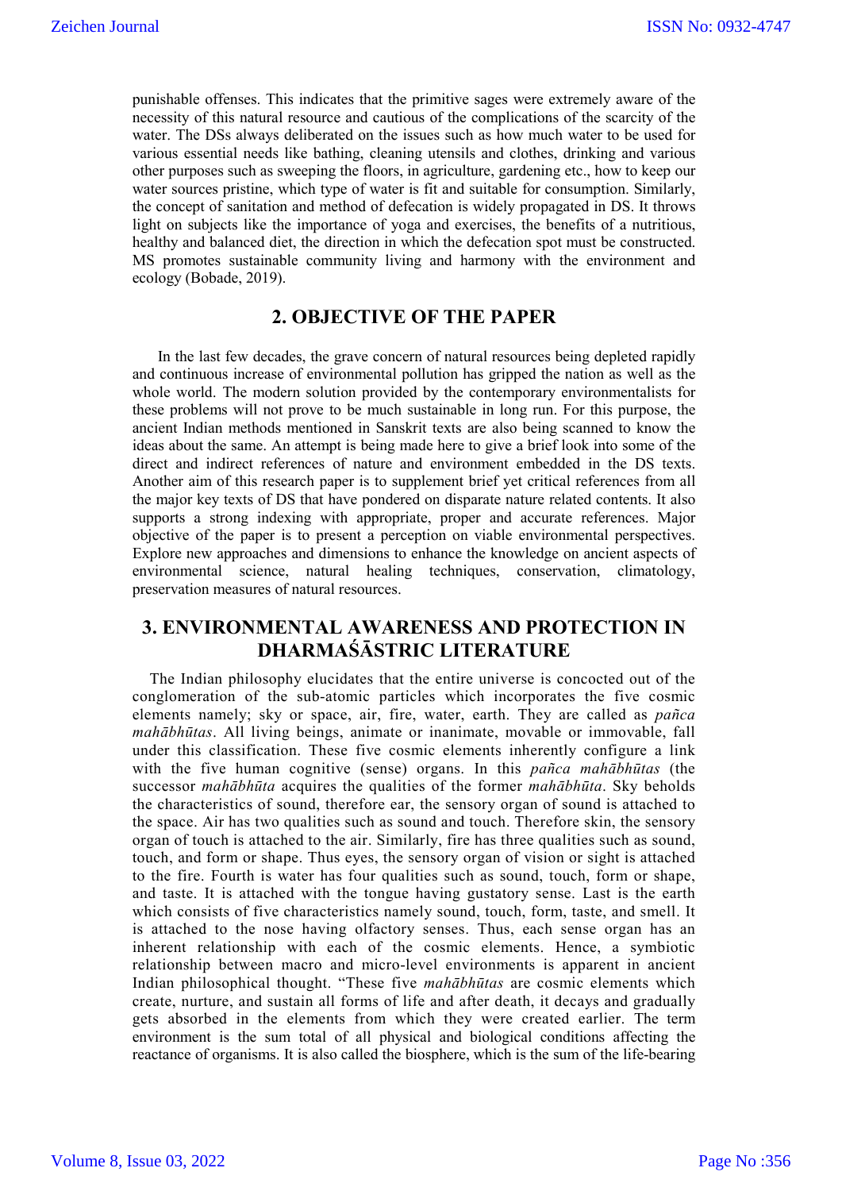punishable offenses. This indicates that the primitive sages were extremely aware of the necessity of this natural resource and cautious of the complications of the scarcity of the water. The DSs always deliberated on the issues such as how much water to be used for various essential needs like bathing, cleaning utensils and clothes, drinking and various other purposes such as sweeping the floors, in agriculture, gardening etc., how to keep our water sources pristine, which type of water is fit and suitable for consumption. Similarly, the concept of sanitation and method of defecation is widely propagated in DS. It throws light on subjects like the importance of yoga and exercises, the benefits of a nutritious, healthy and balanced diet, the direction in which the defecation spot must be constructed. MS promotes sustainable community living and harmony with the environment and ecology (Bobade, 2019).

## 2. OBJECTIVE OF THE PAPER

In the last few decades, the grave concern of natural resources being depleted rapidly and continuous increase of environmental pollution has gripped the nation as well as the whole world. The modern solution provided by the contemporary environmentalists for these problems will not prove to be much sustainable in long run. For this purpose, the ancient Indian methods mentioned in Sanskrit texts are also being scanned to know the ideas about the same. An attempt is being made here to give a brief look into some of the direct and indirect references of nature and environment embedded in the DS texts. Another aim of this research paper is to supplement brief yet critical references from all the major key texts of DS that have pondered on disparate nature related contents. It also supports a strong indexing with appropriate, proper and accurate references. Major objective of the paper is to present a perception on viable environmental perspectives. Explore new approaches and dimensions to enhance the knowledge on ancient aspects of environmental science, natural healing techniques, conservation, climatology, preservation measures of natural resources.

## 3. ENVIRONMENTAL AWARENESS AND PROTECTION IN DHARMAŚĀSTRIC LITERATURE

The Indian philosophy elucidates that the entire universe is concocted out of the conglomeration of the sub-atomic particles which incorporates the five cosmic elements namely; sky or space, air, fire, water, earth. They are called as *pañca mahābhūtas*. All living beings, animate or inanimate, movable or immovable, fall under this classification. These five cosmic elements inherently configure a link with the five human cognitive (sense) organs. In this *pañca mahābhūtas* (the successor *mahābhūta* acquires the qualities of the former *mahābhūta*. Sky beholds the characteristics of sound, therefore ear, the sensory organ of sound is attached to the space. Air has two qualities such as sound and touch. Therefore skin, the sensory organ of touch is attached to the air. Similarly, fire has three qualities such as sound, touch, and form or shape. Thus eyes, the sensory organ of vision or sight is attached to the fire. Fourth is water has four qualities such as sound, touch, form or shape, and taste. It is attached with the tongue having gustatory sense. Last is the earth which consists of five characteristics namely sound, touch, form, taste, and smell. It is attached to the nose having olfactory senses. Thus, each sense organ has an inherent relationship with each of the cosmic elements. Hence, a symbiotic relationship between macro and micro-level environments is apparent in ancient Indian philosophical thought. "These five *mahābhūtas* are cosmic elements which create, nurture, and sustain all forms of life and after death, it decays and gradually gets absorbed in the elements from which they were created earlier. The term environment is the sum total of all physical and biological conditions affecting the reactance of organisms. It is also called the biosphere, which is the sum of the life-bearing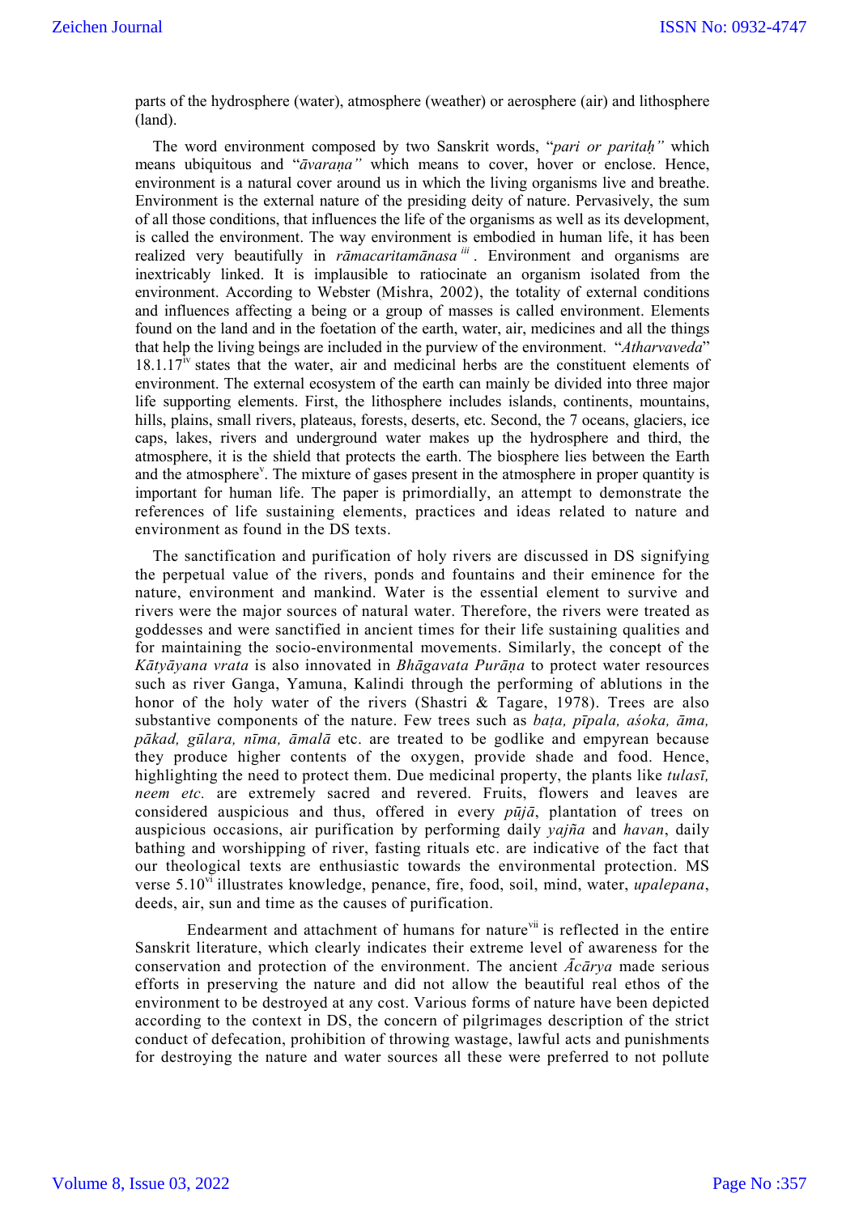parts of the hydrosphere (water), atmosphere (weather) or aerosphere (air) and lithosphere (land).

The word environment composed by two Sanskrit words, "*pari or paritaḥ"* which means ubiquitous and "*āvaraṇa"* which means to cover, hover or enclose. Hence, environment is a natural cover around us in which the living organisms live and breathe. Environment is the external nature of the presiding deity of nature. Pervasively, the sum of all those conditions, that influences the life of the organisms as well as its development, is called the environment. The way environment is embodied in human life, it has been realized very beautifully in *rāmacaritamānasa* [iii]. Environment and organisms are inextricably linked. It is implausible to ratiocinate an organism isolated from the environment. According to Webster (Mishra, 2002), the totality of external conditions and influences affecting a being or a group of masses is called environment. Elements found on the land and in the foetation of the earth, water, air, medicines and all the things that help the living beings are included in the purview of the environment. "*Atharvaveda*" 18.1.17[iv] states that the water, air and medicinal herbs are the constituent elements of environment. The external ecosystem of the earth can mainly be divided into three major life supporting elements. First, the lithosphere includes islands, continents, mountains, hills, plains, small rivers, plateaus, forests, deserts, etc. Second, the 7 oceans, glaciers, ice caps, lakes, rivers and underground water makes up the hydrosphere and third, the atmosphere, it is the shield that protects the earth. The biosphere lies between the Earth and the atmosphere[v]. The mixture of gases present in the atmosphere in proper quantity is important for human life. The paper is primordially, an attempt to demonstrate the references of life sustaining elements, practices and ideas related to nature and environment as found in the DS texts.

The sanctification and purification of holy rivers are discussed in DS signifying the perpetual value of the rivers, ponds and fountains and their eminence for the nature, environment and mankind. Water is the essential element to survive and rivers were the major sources of natural water. Therefore, the rivers were treated as goddesses and were sanctified in ancient times for their life sustaining qualities and for maintaining the socio-environmental movements. Similarly, the concept of the *Kātyāyana vrata* is also innovated in *Bhāgavata Purāṇa* to protect water resources such as river Ganga, Yamuna, Kalindi through the performing of ablutions in the honor of the holy water of the rivers (Shastri & Tagare, 1978). Trees are also substantive components of the nature. Few trees such as *baṭa, pīpala, aśoka, āma, pākad, gūlara, nīma, āmalā* etc. are treated to be godlike and empyrean because they produce higher contents of the oxygen, provide shade and food. Hence, highlighting the need to protect them. Due medicinal property, the plants like *tulasī, neem etc.* are extremely sacred and revered. Fruits, flowers and leaves are considered auspicious and thus, offered in every *pūjā*, plantation of trees on auspicious occasions, air purification by performing daily *yajña* and *havan*, daily bathing and worshipping of river, fasting rituals etc. are indicative of the fact that our theological texts are enthusiastic towards the environmental protection. MS verse 5.10[vi] illustrates knowledge, penance, fire, food, soil, mind, water, *upalepana*, deeds, air, sun and time as the causes of purification.

Endearment and attachment of humans for nature[vii] is reflected in the entire Sanskrit literature, which clearly indicates their extreme level of awareness for the conservation and protection of the environment. The ancient *Ācārya* made serious efforts in preserving the nature and did not allow the beautiful real ethos of the environment to be destroyed at any cost. Various forms of nature have been depicted according to the context in DS, the concern of pilgrimages description of the strict conduct of defecation, prohibition of throwing wastage, lawful acts and punishments for destroying the nature and water sources all these were preferred to not pollute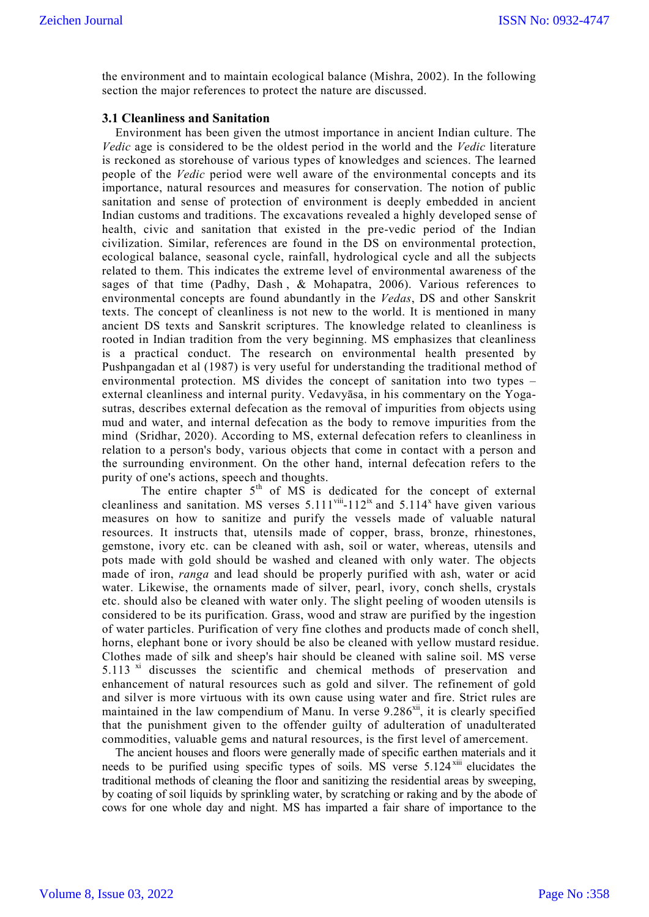the environment and to maintain ecological balance (Mishra, 2002). In the following section the major references to protect the nature are discussed.

### 3.1 Cleanliness and Sanitation

Environment has been given the utmost importance in ancient Indian culture. The *Vedic* age is considered to be the oldest period in the world and the *Vedic* literature is reckoned as storehouse of various types of knowledges and sciences. The learned people of the *Vedic* period were well aware of the environmental concepts and its importance, natural resources and measures for conservation. The notion of public sanitation and sense of protection of environment is deeply embedded in ancient Indian customs and traditions. The excavations revealed a highly developed sense of health, civic and sanitation that existed in the pre-vedic period of the Indian civilization. Similar, references are found in the DS on environmental protection, ecological balance, seasonal cycle, rainfall, hydrological cycle and all the subjects related to them. This indicates the extreme level of environmental awareness of the sages of that time (Padhy, Dash , & Mohapatra, 2006). Various references to environmental concepts are found abundantly in the *Vedas*, DS and other Sanskrit texts. The concept of cleanliness is not new to the world. It is mentioned in many ancient DS texts and Sanskrit scriptures. The knowledge related to cleanliness is rooted in Indian tradition from the very beginning. MS emphasizes that cleanliness is a practical conduct. The research on environmental health presented by Pushpangadan et al (1987) is very useful for understanding the traditional method of environmental protection. MS divides the concept of sanitation into two types – external cleanliness and internal purity. Vedavyāsa, in his commentary on the Yoga-sutras, describes external defecation as the removal of impurities from objects using mud and water, and internal defecation as the body to remove impurities from the mind (Sridhar, 2020). According to MS, external defecation refers to cleanliness in relation to a person's body, various objects that come in contact with a person and the surrounding environment. On the other hand, internal defecation refers to the purity of one's actions, speech and thoughts.

The entire chapter 5th of MS is dedicated for the concept of external cleanliness and sanitation. MS verses 5.111[viii]-112[ix] and 5.114[x] have given various measures on how to sanitize and purify the vessels made of valuable natural resources. It instructs that, utensils made of copper, brass, bronze, rhinestones, gemstone, ivory etc. can be cleaned with ash, soil or water, whereas, utensils and pots made with gold should be washed and cleaned with only water. The objects made of iron, *ranga* and lead should be properly purified with ash, water or acid water. Likewise, the ornaments made of silver, pearl, ivory, conch shells, crystals etc. should also be cleaned with water only. The slight peeling of wooden utensils is considered to be its purification. Grass, wood and straw are purified by the ingestion of water particles. Purification of very fine clothes and products made of conch shell, horns, elephant bone or ivory should be also be cleaned with yellow mustard residue. Clothes made of silk and sheep's hair should be cleaned with saline soil. MS verse 5.113 [xi] discusses the scientific and chemical methods of preservation and enhancement of natural resources such as gold and silver. The refinement of gold and silver is more virtuous with its own cause using water and fire. Strict rules are maintained in the law compendium of Manu. In verse 9.286[xii], it is clearly specified that the punishment given to the offender guilty of adulteration of unadulterated commodities, valuable gems and natural resources, is the first level of amercement.

The ancient houses and floors were generally made of specific earthen materials and it needs to be purified using specific types of soils. MS verse 5.124[xiii] elucidates the traditional methods of cleaning the floor and sanitizing the residential areas by sweeping, by coating of soil liquids by sprinkling water, by scratching or raking and by the abode of cows for one whole day and night. MS has imparted a fair share of importance to the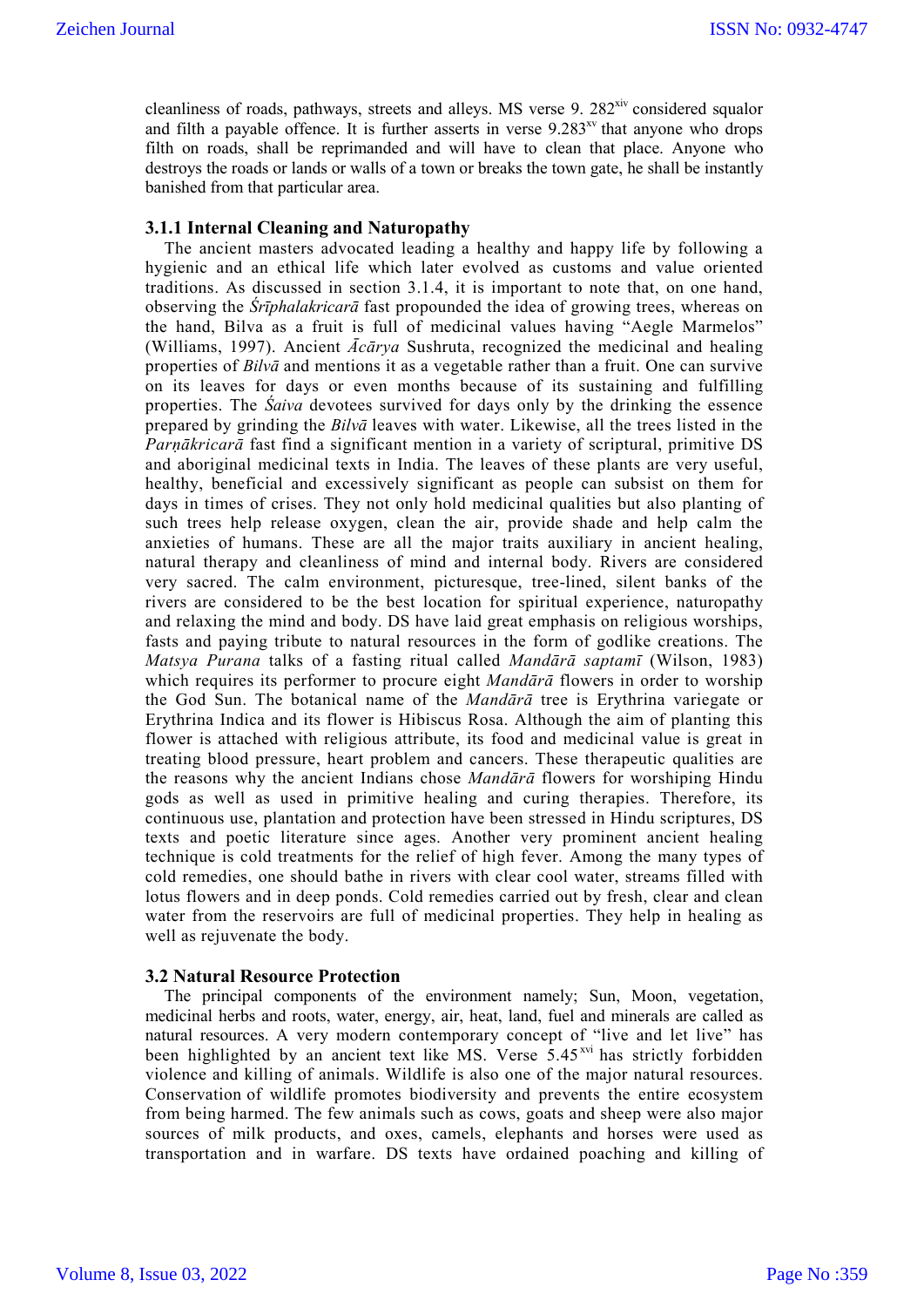cleanliness of roads, pathways, streets and alleys. MS verse 9. 282[xiv] considered squalor and filth a payable offence. It is further asserts in verse 9.283[xv] that anyone who drops filth on roads, shall be reprimanded and will have to clean that place. Anyone who destroys the roads or lands or walls of a town or breaks the town gate, he shall be instantly banished from that particular area.

### 3.1.1 Internal Cleaning and Naturopathy

The ancient masters advocated leading a healthy and happy life by following a hygienic and an ethical life which later evolved as customs and value oriented traditions. As discussed in section 3.1.4, it is important to note that, on one hand, observing the *Śrīphalakricarā* fast propounded the idea of growing trees, whereas on the hand, Bilva as a fruit is full of medicinal values having "Aegle Marmelos" (Williams, 1997). Ancient *Ācārya* Sushruta, recognized the medicinal and healing properties of *Bilvā* and mentions it as a vegetable rather than a fruit. One can survive on its leaves for days or even months because of its sustaining and fulfilling properties. The *Śaiva* devotees survived for days only by the drinking the essence prepared by grinding the *Bilvā* leaves with water. Likewise, all the trees listed in the *Parṇākricarā* fast find a significant mention in a variety of scriptural, primitive DS and aboriginal medicinal texts in India. The leaves of these plants are very useful, healthy, beneficial and excessively significant as people can subsist on them for days in times of crises. They not only hold medicinal qualities but also planting of such trees help release oxygen, clean the air, provide shade and help calm the anxieties of humans. These are all the major traits auxiliary in ancient healing, natural therapy and cleanliness of mind and internal body. Rivers are considered very sacred. The calm environment, picturesque, tree-lined, silent banks of the rivers are considered to be the best location for spiritual experience, naturopathy and relaxing the mind and body. DS have laid great emphasis on religious worships, fasts and paying tribute to natural resources in the form of godlike creations. The *Matsya Purana* talks of a fasting ritual called *Mandārā saptamī* (Wilson, 1983) which requires its performer to procure eight *Mandārā* flowers in order to worship the God Sun. The botanical name of the *Mandārā* tree is Erythrina variegate or Erythrina Indica and its flower is Hibiscus Rosa. Although the aim of planting this flower is attached with religious attribute, its food and medicinal value is great in treating blood pressure, heart problem and cancers. These therapeutic qualities are the reasons why the ancient Indians chose *Mandārā* flowers for worshiping Hindu gods as well as used in primitive healing and curing therapies. Therefore, its continuous use, plantation and protection have been stressed in Hindu scriptures, DS texts and poetic literature since ages. Another very prominent ancient healing technique is cold treatments for the relief of high fever. Among the many types of cold remedies, one should bathe in rivers with clear cool water, streams filled with lotus flowers and in deep ponds. Cold remedies carried out by fresh, clear and clean water from the reservoirs are full of medicinal properties. They help in healing as well as rejuvenate the body.

### 3.2 Natural Resource Protection

The principal components of the environment namely; Sun, Moon, vegetation, medicinal herbs and roots, water, energy, air, heat, land, fuel and minerals are called as natural resources. A very modern contemporary concept of "live and let live" has been highlighted by an ancient text like MS. Verse 5.45[xvi] has strictly forbidden violence and killing of animals. Wildlife is also one of the major natural resources. Conservation of wildlife promotes biodiversity and prevents the entire ecosystem from being harmed. The few animals such as cows, goats and sheep were also major sources of milk products, and oxes, camels, elephants and horses were used as transportation and in warfare. DS texts have ordained poaching and killing of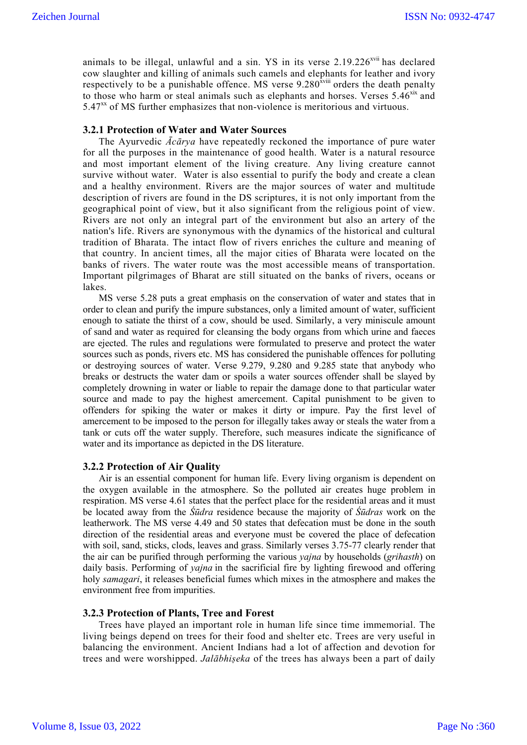animals to be illegal, unlawful and a sin. YS in its verse 2.19.226[xvii] has declared cow slaughter and killing of animals such camels and elephants for leather and ivory respectively to be a punishable offence. MS verse 9.280[xviii] orders the death penalty to those who harm or steal animals such as elephants and horses. Verses 5.46[xix] and 5.47[xx] of MS further emphasizes that non-violence is meritorious and virtuous.

### 3.2.1 Protection of Water and Water Sources

The Ayurvedic *Ācārya* have repeatedly reckoned the importance of pure water for all the purposes in the maintenance of good health. Water is a natural resource and most important element of the living creature. Any living creature cannot survive without water. Water is also essential to purify the body and create a clean and a healthy environment. Rivers are the major sources of water and multitude description of rivers are found in the DS scriptures, it is not only important from the geographical point of view, but it also significant from the religious point of view. Rivers are not only an integral part of the environment but also an artery of the nation's life. Rivers are synonymous with the dynamics of the historical and cultural tradition of Bharata. The intact flow of rivers enriches the culture and meaning of that country. In ancient times, all the major cities of Bharata were located on the banks of rivers. The water route was the most accessible means of transportation. Important pilgrimages of Bharat are still situated on the banks of rivers, oceans or lakes.

MS verse 5.28 puts a great emphasis on the conservation of water and states that in order to clean and purify the impure substances, only a limited amount of water, sufficient enough to satiate the thirst of a cow, should be used. Similarly, a very miniscule amount of sand and water as required for cleansing the body organs from which urine and faeces are ejected. The rules and regulations were formulated to preserve and protect the water sources such as ponds, rivers etc. MS has considered the punishable offences for polluting or destroying sources of water. Verse 9.279, 9.280 and 9.285 state that anybody who breaks or destructs the water dam or spoils a water sources offender shall be slayed by completely drowning in water or liable to repair the damage done to that particular water source and made to pay the highest amercement. Capital punishment to be given to offenders for spiking the water or makes it dirty or impure. Pay the first level of amercement to be imposed to the person for illegally takes away or steals the water from a tank or cuts off the water supply. Therefore, such measures indicate the significance of water and its importance as depicted in the DS literature.

### 3.2.2 Protection of Air Quality

Air is an essential component for human life. Every living organism is dependent on the oxygen available in the atmosphere. So the polluted air creates huge problem in respiration. MS verse 4.61 states that the perfect place for the residential areas and it must be located away from the *Śūdra* residence because the majority of *Śūdras* work on the leatherwork. The MS verse 4.49 and 50 states that defecation must be done in the south direction of the residential areas and everyone must be covered the place of defecation with soil, sand, sticks, clods, leaves and grass. Similarly verses 3.75-77 clearly render that the air can be purified through performing the various *yajna* by households (*grihasth*) on daily basis. Performing of *yajna* in the sacrificial fire by lighting firewood and offering holy *samagari*, it releases beneficial fumes which mixes in the atmosphere and makes the environment free from impurities.

### 3.2.3 Protection of Plants, Tree and Forest

Trees have played an important role in human life since time immemorial. The living beings depend on trees for their food and shelter etc. Trees are very useful in balancing the environment. Ancient Indians had a lot of affection and devotion for trees and were worshipped. *Jalābhiṣeka* of the trees has always been a part of daily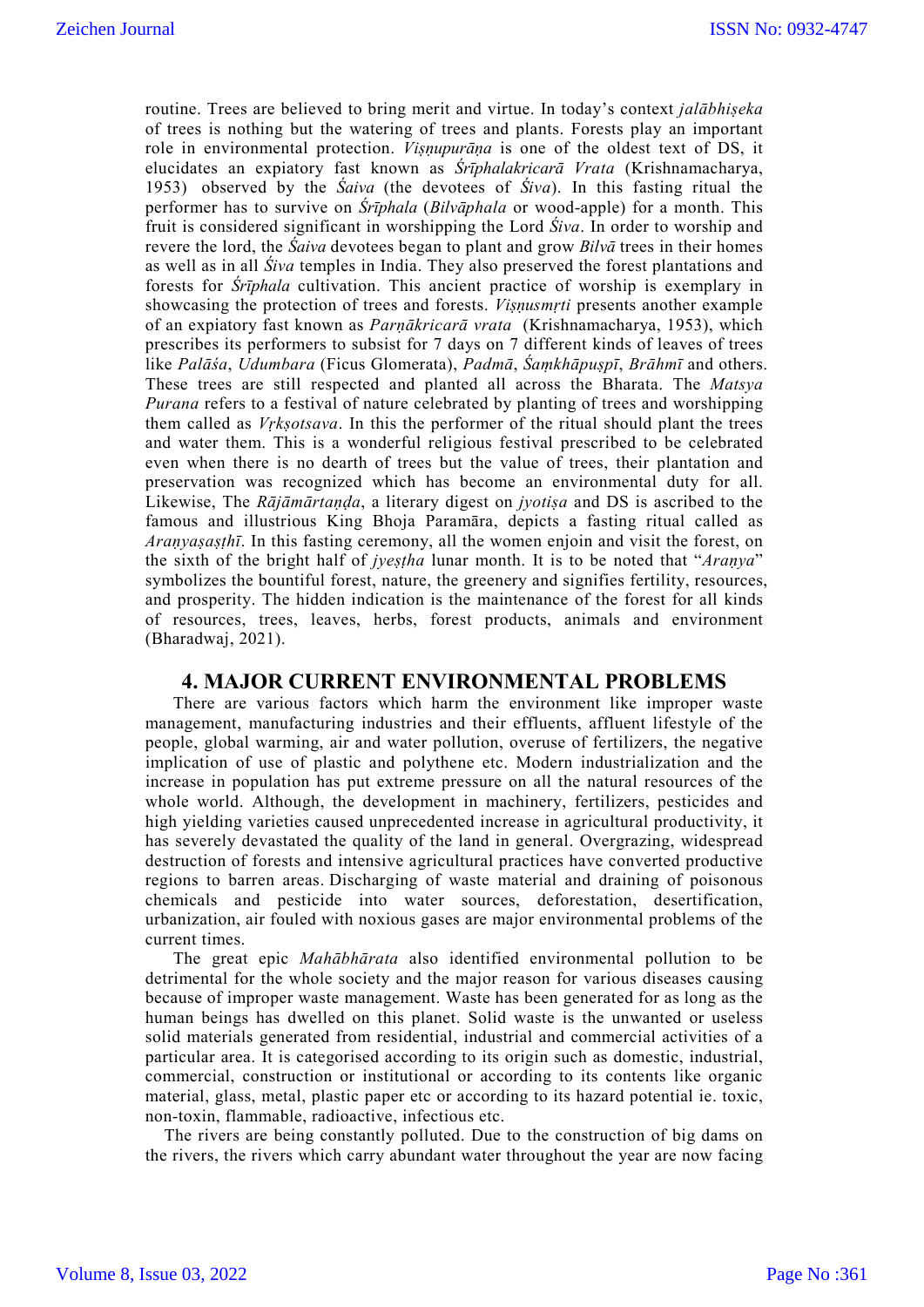routine. Trees are believed to bring merit and virtue. In today's context *jalābhiṣeka* of trees is nothing but the watering of trees and plants. Forests play an important role in environmental protection. *Viṣṇupurāṇa* is one of the oldest text of DS, it elucidates an expiatory fast known as *Śrīphalakricarā Vrata* (Krishnamacharya, 1953) observed by the *Śaiva* (the devotees of *Śiva*). In this fasting ritual the performer has to survive on *Śrīphala* (*Bilvāphala* or wood-apple) for a month. This fruit is considered significant in worshipping the Lord *Śiva*. In order to worship and revere the lord, the *Śaiva* devotees began to plant and grow *Bilvā* trees in their homes as well as in all *Śiva* temples in India. They also preserved the forest plantations and forests for *Śrīphala* cultivation. This ancient practice of worship is exemplary in showcasing the protection of trees and forests. *Viṣnusmṛti* presents another example of an expiatory fast known as *Parṇākricarā vrata* (Krishnamacharya, 1953), which prescribes its performers to subsist for 7 days on 7 different kinds of leaves of trees like *Palāśa*, *Udumbara* (Ficus Glomerata), *Padmā*, *Śaṃkhāpuṣpī*, *Brāhmī* and others. These trees are still respected and planted all across the Bharata. The *Matsya Purana* refers to a festival of nature celebrated by planting of trees and worshipping them called as *Vṛkṣotsava*. In this the performer of the ritual should plant the trees and water them. This is a wonderful religious festival prescribed to be celebrated even when there is no dearth of trees but the value of trees, their plantation and preservation was recognized which has become an environmental duty for all. Likewise, The *Rājāmārtaṇḍa*, a literary digest on *jyotiṣa* and DS is ascribed to the famous and illustrious King Bhoja Paramāra, depicts a fasting ritual called as *Araṇyaṣaṣṭhī*. In this fasting ceremony, all the women enjoin and visit the forest, on the sixth of the bright half of *jyeṣṭha* lunar month. It is to be noted that "*Araṇya*" symbolizes the bountiful forest, nature, the greenery and signifies fertility, resources, and prosperity. The hidden indication is the maintenance of the forest for all kinds of resources, trees, leaves, herbs, forest products, animals and environment (Bharadwaj, 2021).

## 4. MAJOR CURRENT ENVIRONMENTAL PROBLEMS

There are various factors which harm the environment like improper waste management, manufacturing industries and their effluents, affluent lifestyle of the people, global warming, air and water pollution, overuse of fertilizers, the negative implication of use of plastic and polythene etc. Modern industrialization and the increase in population has put extreme pressure on all the natural resources of the whole world. Although, the development in machinery, fertilizers, pesticides and high yielding varieties caused unprecedented increase in agricultural productivity, it has severely devastated the quality of the land in general. Overgrazing, widespread destruction of forests and intensive agricultural practices have converted productive regions to barren areas. Discharging of waste material and draining of poisonous chemicals and pesticide into water sources, deforestation, desertification, urbanization, air fouled with noxious gases are major environmental problems of the current times.

The great epic *Mahābhārata* also identified environmental pollution to be detrimental for the whole society and the major reason for various diseases causing because of improper waste management. Waste has been generated for as long as the human beings has dwelled on this planet. Solid waste is the unwanted or useless solid materials generated from residential, industrial and commercial activities of a particular area. It is categorised according to its origin such as domestic, industrial, commercial, construction or institutional or according to its contents like organic material, glass, metal, plastic paper etc or according to its hazard potential ie. toxic, non-toxin, flammable, radioactive, infectious etc.

The rivers are being constantly polluted. Due to the construction of big dams on the rivers, the rivers which carry abundant water throughout the year are now facing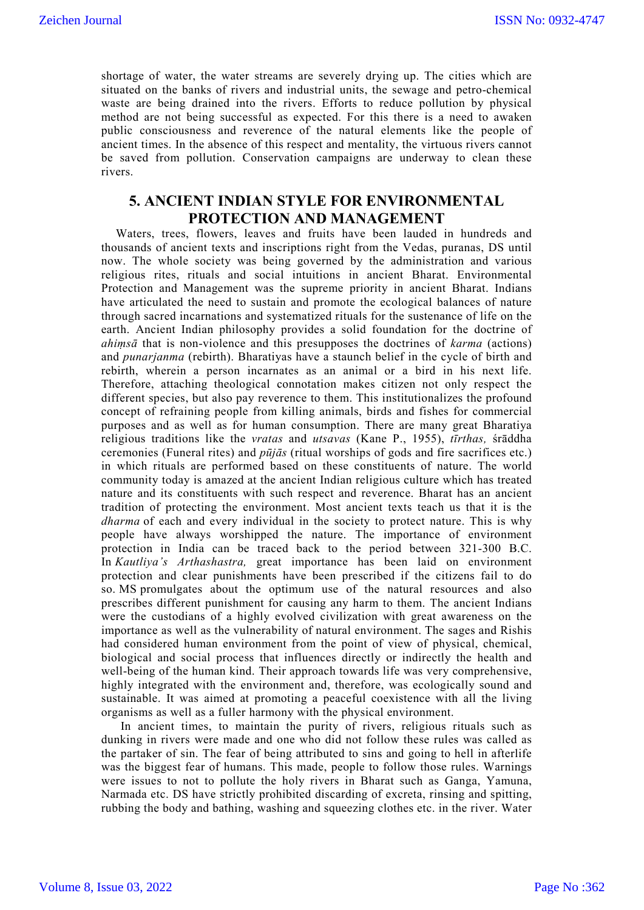shortage of water, the water streams are severely drying up. The cities which are situated on the banks of rivers and industrial units, the sewage and petro-chemical waste are being drained into the rivers. Efforts to reduce pollution by physical method are not being successful as expected. For this there is a need to awaken public consciousness and reverence of the natural elements like the people of ancient times. In the absence of this respect and mentality, the virtuous rivers cannot be saved from pollution. Conservation campaigns are underway to clean these rivers.

## 5. ANCIENT INDIAN STYLE FOR ENVIRONMENTAL PROTECTION AND MANAGEMENT

Waters, trees, flowers, leaves and fruits have been lauded in hundreds and thousands of ancient texts and inscriptions right from the Vedas, puranas, DS until now. The whole society was being governed by the administration and various religious rites, rituals and social intuitions in ancient Bharat. Environmental Protection and Management was the supreme priority in ancient Bharat. Indians have articulated the need to sustain and promote the ecological balances of nature through sacred incarnations and systematized rituals for the sustenance of life on the earth. Ancient Indian philosophy provides a solid foundation for the doctrine of *ahiṃsā* that is non-violence and this presupposes the doctrines of *karma* (actions) and *punarjanma* (rebirth). Bharatiyas have a staunch belief in the cycle of birth and rebirth, wherein a person incarnates as an animal or a bird in his next life. Therefore, attaching theological connotation makes citizen not only respect the different species, but also pay reverence to them. This institutionalizes the profound concept of refraining people from killing animals, birds and fishes for commercial purposes and as well as for human consumption. There are many great Bharatiya religious traditions like the *vratas* and *utsavas* (Kane P., 1955), *tīrthas,* śrāddha ceremonies (Funeral rites) and *pūjās* (ritual worships of gods and fire sacrifices etc.) in which rituals are performed based on these constituents of nature. The world community today is amazed at the ancient Indian religious culture which has treated nature and its constituents with such respect and reverence. Bharat has an ancient tradition of protecting the environment. Most ancient texts teach us that it is the *dharma* of each and every individual in the society to protect nature. This is why people have always worshipped the nature. The importance of environment protection in India can be traced back to the period between 321-300 B.C. In *Kautliya's Arthashastra,* great importance has been laid on environment protection and clear punishments have been prescribed if the citizens fail to do so. MS promulgates about the optimum use of the natural resources and also prescribes different punishment for causing any harm to them. The ancient Indians were the custodians of a highly evolved civilization with great awareness on the importance as well as the vulnerability of natural environment. The sages and Rishis had considered human environment from the point of view of physical, chemical, biological and social process that influences directly or indirectly the health and well-being of the human kind. Their approach towards life was very comprehensive, highly integrated with the environment and, therefore, was ecologically sound and sustainable. It was aimed at promoting a peaceful coexistence with all the living organisms as well as a fuller harmony with the physical environment.

In ancient times, to maintain the purity of rivers, religious rituals such as dunking in rivers were made and one who did not follow these rules was called as the partaker of sin. The fear of being attributed to sins and going to hell in afterlife was the biggest fear of humans. This made, people to follow those rules. Warnings were issues to not to pollute the holy rivers in Bharat such as Ganga, Yamuna, Narmada etc. DS have strictly prohibited discarding of excreta, rinsing and spitting, rubbing the body and bathing, washing and squeezing clothes etc. in the river. Water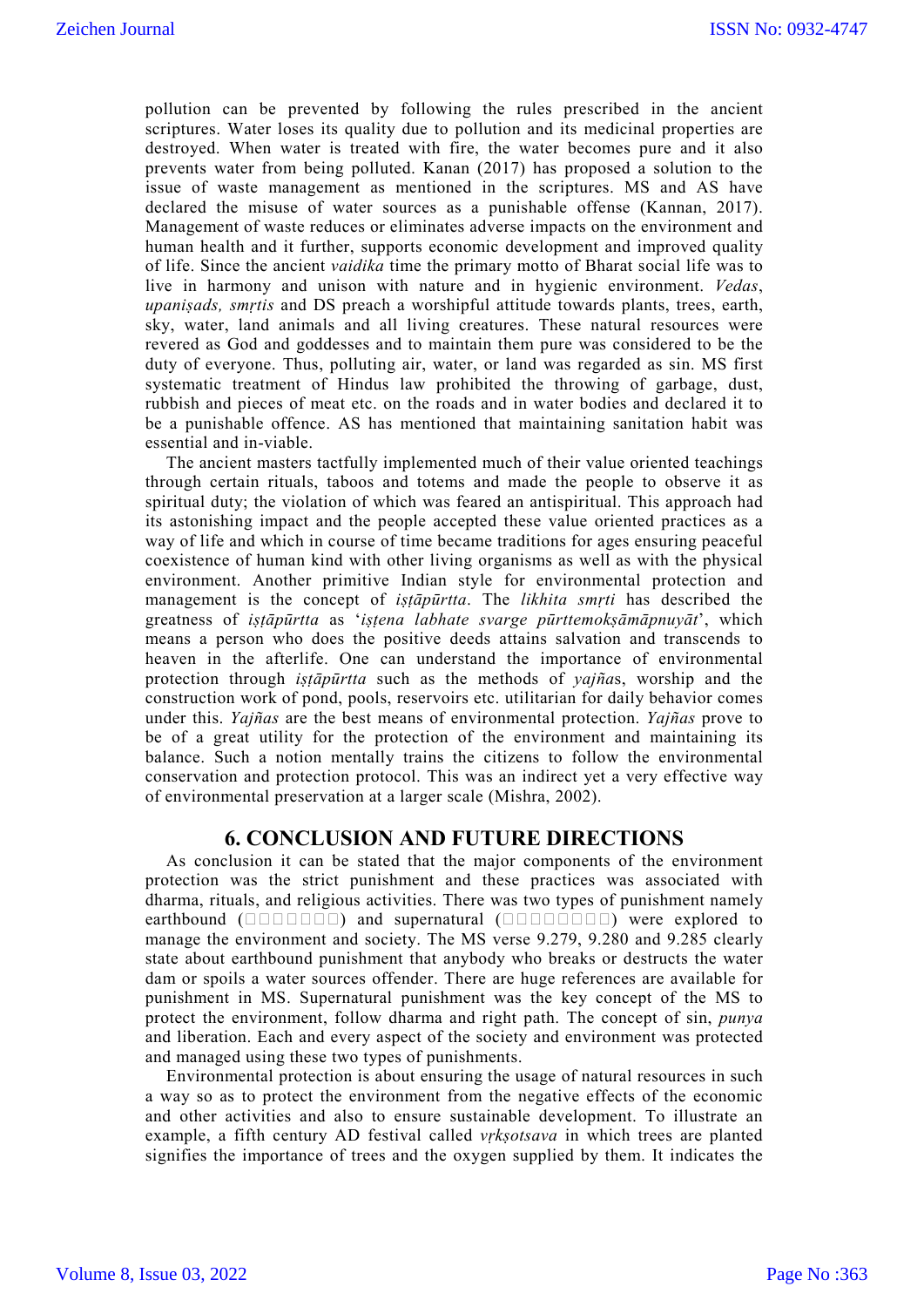pollution can be prevented by following the rules prescribed in the ancient scriptures. Water loses its quality due to pollution and its medicinal properties are destroyed. When water is treated with fire, the water becomes pure and it also prevents water from being polluted. Kanan (2017) has proposed a solution to the issue of waste management as mentioned in the scriptures. MS and AS have declared the misuse of water sources as a punishable offense (Kannan, 2017). Management of waste reduces or eliminates adverse impacts on the environment and human health and it further, supports economic development and improved quality of life. Since the ancient *vaidika* time the primary motto of Bharat social life was to live in harmony and unison with nature and in hygienic environment. *Vedas*, *upaniṣads, smṛtis* and DS preach a worshipful attitude towards plants, trees, earth, sky, water, land animals and all living creatures. These natural resources were revered as God and goddesses and to maintain them pure was considered to be the duty of everyone. Thus, polluting air, water, or land was regarded as sin. MS first systematic treatment of Hindus law prohibited the throwing of garbage, dust, rubbish and pieces of meat etc. on the roads and in water bodies and declared it to be a punishable offence. AS has mentioned that maintaining sanitation habit was essential and in-viable.

The ancient masters tactfully implemented much of their value oriented teachings through certain rituals, taboos and totems and made the people to observe it as spiritual duty; the violation of which was feared an antispiritual. This approach had its astonishing impact and the people accepted these value oriented practices as a way of life and which in course of time became traditions for ages ensuring peaceful coexistence of human kind with other living organisms as well as with the physical environment. Another primitive Indian style for environmental protection and management is the concept of *iṣṭāpūrtta*. The *likhita smṛti* has described the greatness of *iṣṭāpūrtta* as '*iṣṭena labhate svarge pūrttemokṣāmāpnuyāt*', which means a person who does the positive deeds attains salvation and transcends to heaven in the afterlife. One can understand the importance of environmental protection through *iṣṭāpūrtta* such as the methods of *yajña*s, worship and the construction work of pond, pools, reservoirs etc. utilitarian for daily behavior comes under this. *Yajñas* are the best means of environmental protection. *Yajñas* prove to be of a great utility for the protection of the environment and maintaining its balance. Such a notion mentally trains the citizens to follow the environmental conservation and protection protocol. This was an indirect yet a very effective way of environmental preservation at a larger scale (Mishra, 2002).

## 6. CONCLUSION AND FUTURE DIRECTIONS

As conclusion it can be stated that the major components of the environment protection was the strict punishment and these practices was associated with dharma, rituals, and religious activities. There was two types of punishment namely earthbound (□□□□□□□) and supernatural (□□□□□□□□) were explored to manage the environment and society. The MS verse 9.279, 9.280 and 9.285 clearly state about earthbound punishment that anybody who breaks or destructs the water dam or spoils a water sources offender. There are huge references are available for punishment in MS. Supernatural punishment was the key concept of the MS to protect the environment, follow dharma and right path. The concept of sin, *punya* and liberation. Each and every aspect of the society and environment was protected and managed using these two types of punishments.

Environmental protection is about ensuring the usage of natural resources in such a way so as to protect the environment from the negative effects of the economic and other activities and also to ensure sustainable development. To illustrate an example, a fifth century AD festival called *vṛkṣotsava* in which trees are planted signifies the importance of trees and the oxygen supplied by them. It indicates the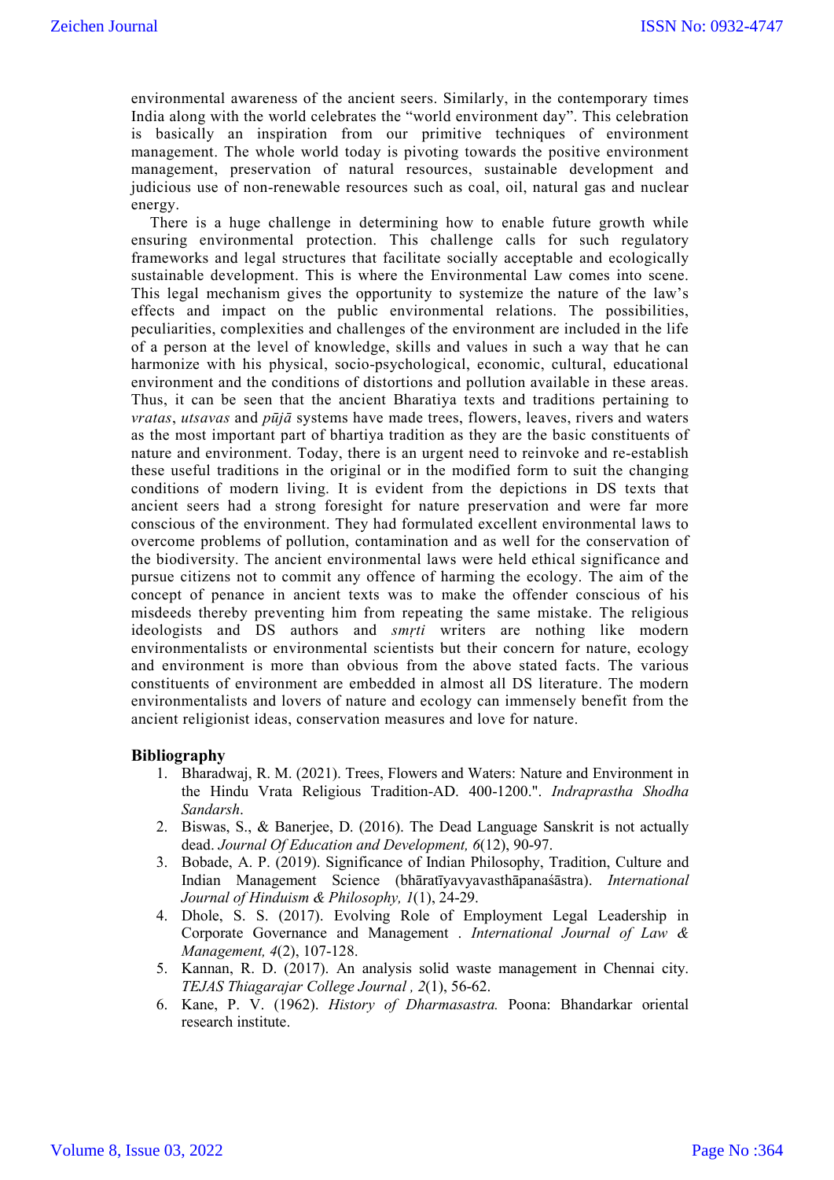environmental awareness of the ancient seers. Similarly, in the contemporary times India along with the world celebrates the "world environment day". This celebration is basically an inspiration from our primitive techniques of environment management. The whole world today is pivoting towards the positive environment management, preservation of natural resources, sustainable development and judicious use of non-renewable resources such as coal, oil, natural gas and nuclear energy.

There is a huge challenge in determining how to enable future growth while ensuring environmental protection. This challenge calls for such regulatory frameworks and legal structures that facilitate socially acceptable and ecologically sustainable development. This is where the Environmental Law comes into scene. This legal mechanism gives the opportunity to systemize the nature of the law's effects and impact on the public environmental relations. The possibilities, peculiarities, complexities and challenges of the environment are included in the life of a person at the level of knowledge, skills and values in such a way that he can harmonize with his physical, socio-psychological, economic, cultural, educational environment and the conditions of distortions and pollution available in these areas. Thus, it can be seen that the ancient Bharatiya texts and traditions pertaining to *vratas*, *utsavas* and *pūjā* systems have made trees, flowers, leaves, rivers and waters as the most important part of bhartiya tradition as they are the basic constituents of nature and environment. Today, there is an urgent need to reinvoke and re-establish these useful traditions in the original or in the modified form to suit the changing conditions of modern living. It is evident from the depictions in DS texts that ancient seers had a strong foresight for nature preservation and were far more conscious of the environment. They had formulated excellent environmental laws to overcome problems of pollution, contamination and as well for the conservation of the biodiversity. The ancient environmental laws were held ethical significance and pursue citizens not to commit any offence of harming the ecology. The aim of the concept of penance in ancient texts was to make the offender conscious of his misdeeds thereby preventing him from repeating the same mistake. The religious ideologists and DS authors and *smṛti* writers are nothing like modern environmentalists or environmental scientists but their concern for nature, ecology and environment is more than obvious from the above stated facts. The various constituents of environment are embedded in almost all DS literature. The modern environmentalists and lovers of nature and ecology can immensely benefit from the ancient religionist ideas, conservation measures and love for nature.

## Bibliography

1. Bharadwaj, R. M. (2021). Trees, Flowers and Waters: Nature and Environment in the Hindu Vrata Religious Tradition-AD. 400-1200.". *Indraprastha Shodha Sandarsh*.
2. Biswas, S., & Banerjee, D. (2016). The Dead Language Sanskrit is not actually dead. *Journal Of Education and Development, 6*(12), 90-97.
3. Bobade, A. P. (2019). Significance of Indian Philosophy, Tradition, Culture and Indian Management Science (bhāratīyavyavasthāpanaśāstra). *International Journal of Hinduism & Philosophy, 1*(1), 24-29.
4. Dhole, S. S. (2017). Evolving Role of Employment Legal Leadership in Corporate Governance and Management . *International Journal of Law & Management, 4*(2), 107-128.
5. Kannan, R. D. (2017). An analysis solid waste management in Chennai city. *TEJAS Thiagarajar College Journal , 2*(1), 56-62.
6. Kane, P. V. (1962). *History of Dharmasastra.* Poona: Bhandarkar oriental research institute.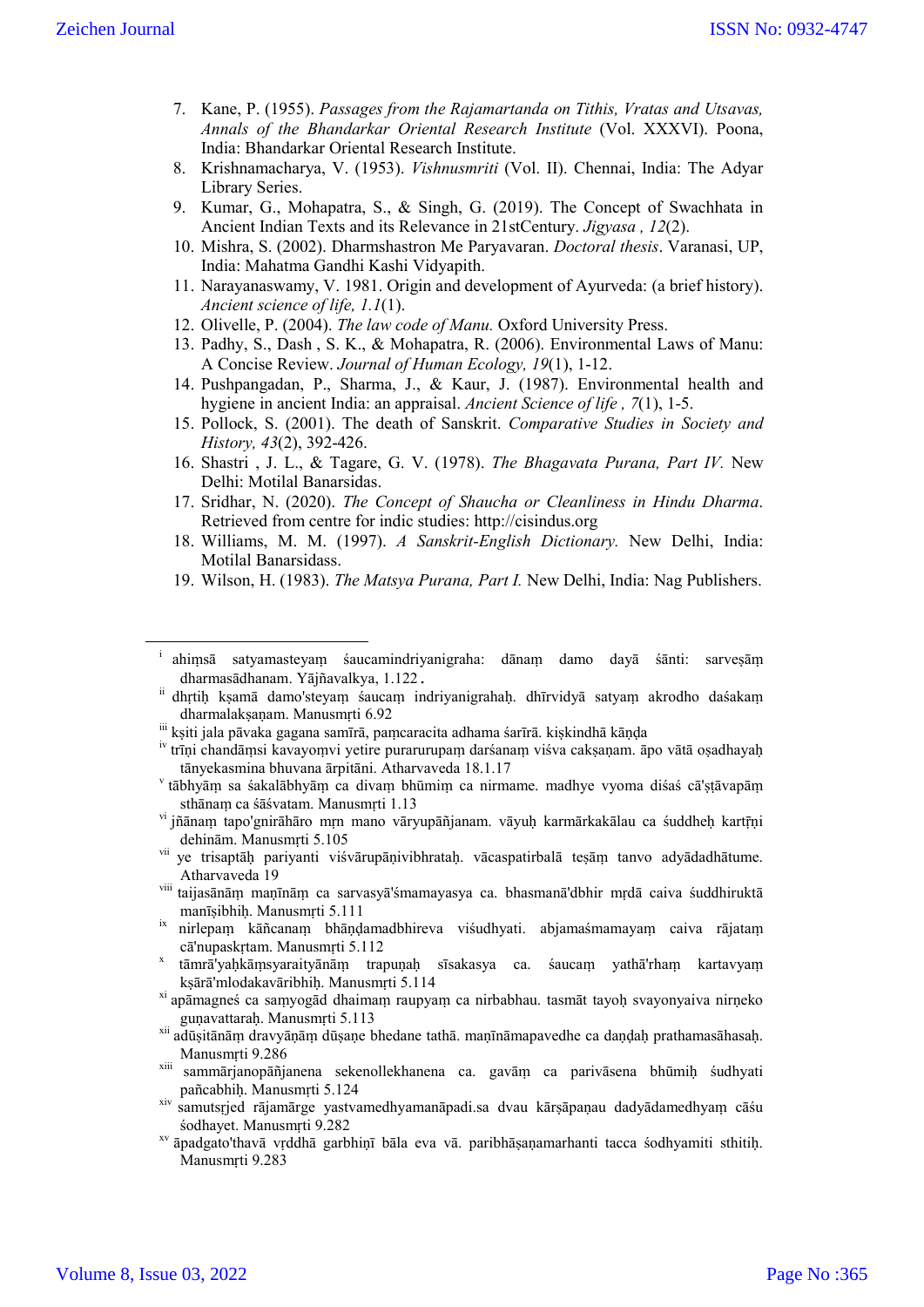7. Kane, P. (1955). *Passages from the Rajamartanda on Tithis, Vratas and Utsavas, Annals of the Bhandarkar Oriental Research Institute* (Vol. XXXVI). Poona, India: Bhandarkar Oriental Research Institute.
8. Krishnamacharya, V. (1953). *Vishnusmriti* (Vol. II). Chennai, India: The Adyar Library Series.
9. Kumar, G., Mohapatra, S., & Singh, G. (2019). The Concept of Swachhata in Ancient Indian Texts and its Relevance in 21stCentury. *Jigyasa , 12*(2).
10. Mishra, S. (2002). Dharmshastron Me Paryavaran. *Doctoral thesis*. Varanasi, UP, India: Mahatma Gandhi Kashi Vidyapith.
11. Narayanaswamy, V. 1981. Origin and development of Ayurveda: (a brief history). *Ancient science of life, 1.1*(1).
12. Olivelle, P. (2004). *The law code of Manu.* Oxford University Press.
13. Padhy, S., Dash , S. K., & Mohapatra, R. (2006). Environmental Laws of Manu: A Concise Review. *Journal of Human Ecology, 19*(1), 1-12.
14. Pushpangadan, P., Sharma, J., & Kaur, J. (1987). Environmental health and hygiene in ancient India: an appraisal. *Ancient Science of life , 7*(1), 1-5.
15. Pollock, S. (2001). The death of Sanskrit. *Comparative Studies in Society and History, 43*(2), 392-426.
16. Shastri , J. L., & Tagare, G. V. (1978). *The Bhagavata Purana, Part IV.* New Delhi: Motilal Banarsidas.
17. Sridhar, N. (2020). *The Concept of Shaucha or Cleanliness in Hindu Dharma*. Retrieved from centre for indic studies: http://cisindus.org
18. Williams, M. M. (1997). *A Sanskrit-English Dictionary.* New Delhi, India: Motilal Banarsidass.
19. Wilson, H. (1983). *The Matsya Purana, Part I.* New Delhi, India: Nag Publishers.

---

[i] ahiṃsā satyamasteyaṃ śaucamindriyanigraha: dānaṃ damo dayā śānti: sarveṣāṃ dharmasādhanam. Yājñavalkya, 1.122.

[ii] dhṛtiḥ kṣamā damo'steyaṃ śaucaṃ indriyanigrahaḥ. dhīrvidyā satyaṃ akrodho daśakaṃ dharmalakṣaṇam. Manusmṛti 6.92

[iii] kṣiti jala pāvaka gagana samīrā, paṃcaracita adhama śarīrā. kiṣkindhā kāṇḍa

[iv] trīṇi chandāṃsi kavayoṃvi yetire pururupaṃ darśanaṃ viśva cakṣaṇam. āpo vātā oṣadhayaḥ tānyekasmina bhuvana ārpitāni. Atharvaveda 18.1.17

[v] tābhyāṃ sa śakalābhyāṃ ca divaṃ bhūmiṃ ca nirmame. madhye vyoma diśaś cā'ṣṭāvapāṃ sthānaṃ ca śāśvatam. Manusmṛti 1.13

[vi] jñānaṃ tapo'gnirāhāro mṛn mano vāryupāñjanam. vāyuḥ karmārkakālau ca śuddheḥ kartṝṇi dehinām. Manusmṛti 5.105

[vii] ye trisaptāḥ pariyanti viśvārupāṇivibhrataḥ. vācaspatirbalā teṣāṃ tanvo adyādadhātume. Atharvaveda 19

[viii] taijasānāṃ maṇīnāṃ ca sarvasyā'śmamayasya ca. bhasmanā'dbhir mṛdā caiva śuddhiruktā manīṣibhiḥ. Manusmṛti 5.111

[ix] nirlepaṃ kāñcanaṃ bhāṇḍamadbhireva viśudhyati. abjamaśmamayaṃ caiva rājataṃ cā'nupaskṛtam. Manusmṛti 5.112

[x] tāmrā'yaḥkāṃsyaraityānāṃ trapuṇaḥ sīsakasya ca. śaucaṃ yathā'rhaṃ kartavyaṃ kṣārā'mlodakavāribhiḥ. Manusmṛti 5.114

[xi] apāmagneś ca saṃyogād dhaimaṃ raupyaṃ ca nirbabhau. tasmāt tayoḥ svayonyaiva nirṇeko guṇavattaraḥ. Manusmṛti 5.113

[xii] adūṣitānāṃ dravyāṇāṃ dūṣaṇe bhedane tathā. maṇīnāmapavedhe ca daṇḍaḥ prathamasāhasaḥ. Manusmṛti 9.286

[xiii] sammārjanopāñjanena sekenollekhanena ca. gavāṃ ca parivāsena bhūmiḥ śudhyati pañcabhiḥ. Manusmṛti 5.124

[xiv] samutsṛjed rājamārge yastvamedhyamanāpadi.sa dvau kārṣāpaṇau dadyādamedhyaṃ cāśu śodhayet. Manusmṛti 9.282

[xv] āpadgato'thavā vṛddhā garbhiṇī bāla eva vā. paribhāṣaṇamarhanti tacca śodhyamiti sthitiḥ. Manusmṛti 9.283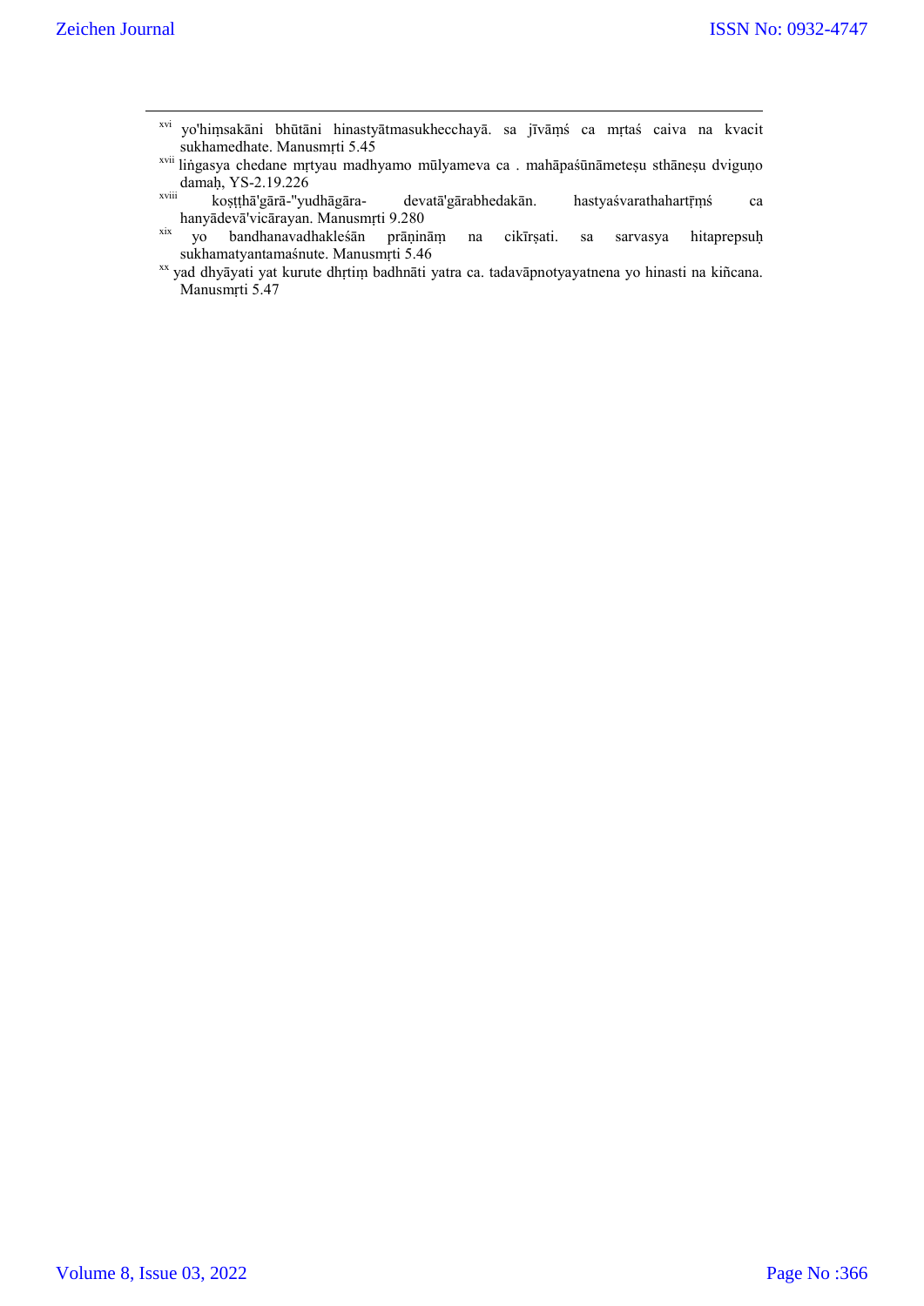[xvi] yo'hiṃsakāni bhūtāni hinastyātmasukhecchayā. sa jīvāṃś ca mṛtaś caiva na kvacit sukhamedhate. Manusmṛti 5.45

[xvii] liṅgasya chedane mṛtyau madhyamo mūlyameva ca . mahāpaśūnāmeteṣu sthāneṣu dviguṇo damaḥ, YS-2.19.226

[xviii] koṣṭṭhā'gārā-''yudhāgāra- devatā'gārabhedakān. hastyaśvarathahartṝṃś ca hanyādevā'vicārayan. Manusmṛti 9.280

[xix] yo bandhanavadhakleśān prāṇināṃ na cikīrṣati. sa sarvasya hitaprepsuḥ sukhamatyantamaśnute. Manusmṛti 5.46

[xx] yad dhyāyati yat kurute dhṛtiṃ badhnāti yatra ca. tadavāpnotyayatnena yo hinasti na kiñcana. Manusmṛti 5.47